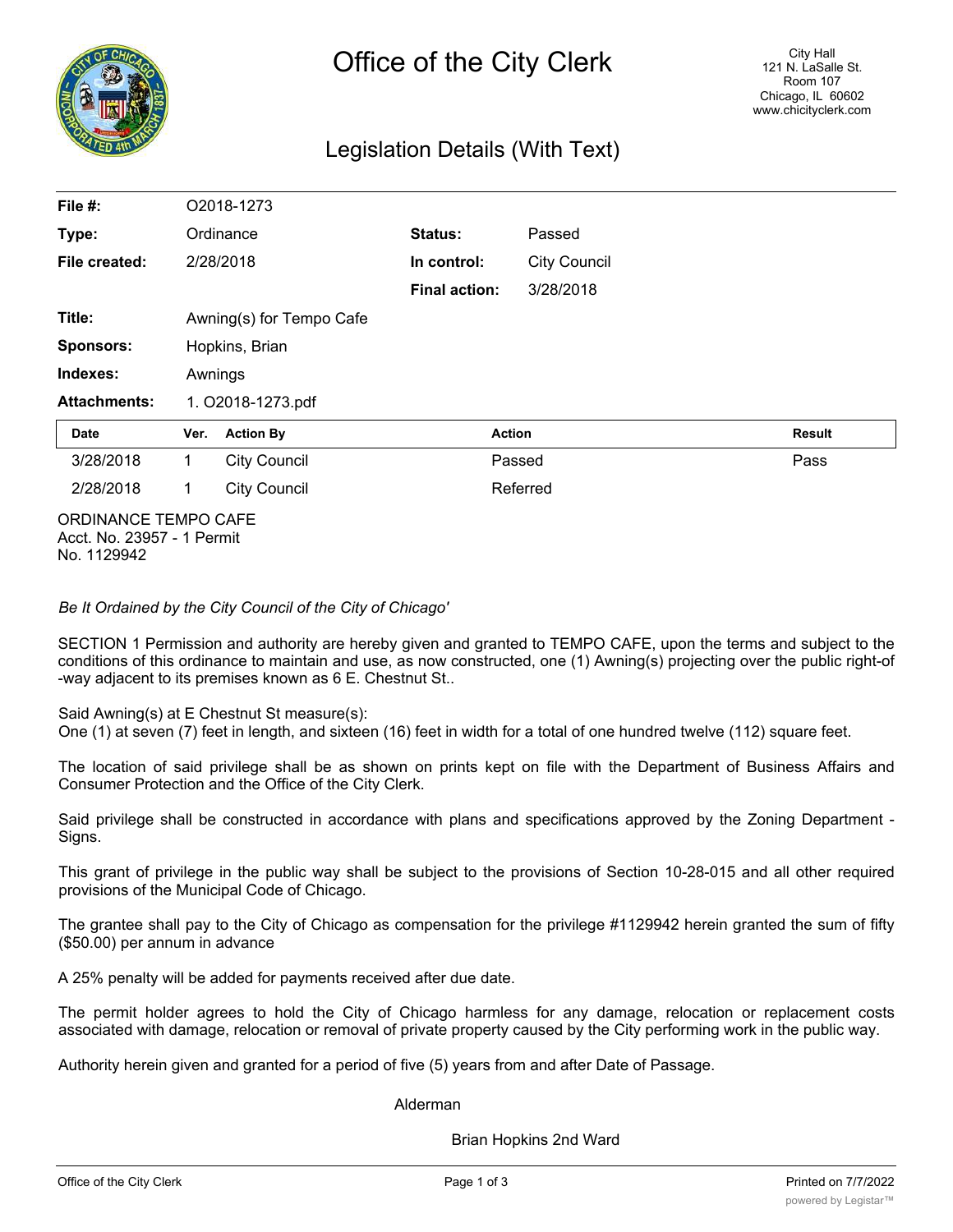# Office of the City Clerk

City Hall
121 N. LaSalle St.
Room 107
Chicago, IL 60602
www.chicityclerk.com

## Legislation Details (With Text)

| | | | |
|---|---|---|---|
| **File #:** | O2018-1273 | | |
| **Type:** | Ordinance | **Status:** | Passed |
| **File created:** | 2/28/2018 | **In control:** | City Council |
| | | **Final action:** | 3/28/2018 |
| **Title:** | Awning(s) for Tempo Cafe | | |
| **Sponsors:** | Hopkins, Brian | | |
| **Indexes:** | Awnings | | |
| **Attachments:** | 1. O2018-1273.pdf | | |

| Date | Ver. | Action By | Action | Result |
|---|---|---|---|---|
| 3/28/2018 | 1 | City Council | Passed | Pass |
| 2/28/2018 | 1 | City Council | Referred | |

ORDINANCE TEMPO CAFE
Acct. No. 23957 - 1 Permit
No. 1129942

*Be It Ordained by the City Council of the City of Chicago'*

SECTION 1 Permission and authority are hereby given and granted to TEMPO CAFE, upon the terms and subject to the conditions of this ordinance to maintain and use, as now constructed, one (1) Awning(s) projecting over the public right-of -way adjacent to its premises known as 6 E. Chestnut St..

Said Awning(s) at E Chestnut St measure(s):
One (1) at seven (7) feet in length, and sixteen (16) feet in width for a total of one hundred twelve (112) square feet.

The location of said privilege shall be as shown on prints kept on file with the Department of Business Affairs and Consumer Protection and the Office of the City Clerk.

Said privilege shall be constructed in accordance with plans and specifications approved by the Zoning Department - Signs.

This grant of privilege in the public way shall be subject to the provisions of Section 10-28-015 and all other required provisions of the Municipal Code of Chicago.

The grantee shall pay to the City of Chicago as compensation for the privilege #1129942 herein granted the sum of fifty ($50.00) per annum in advance

A 25% penalty will be added for payments received after due date.

The permit holder agrees to hold the City of Chicago harmless for any damage, relocation or replacement costs associated with damage, relocation or removal of private property caused by the City performing work in the public way.

Authority herein given and granted for a period of five (5) years from and after Date of Passage.

Alderman

Brian Hopkins 2nd Ward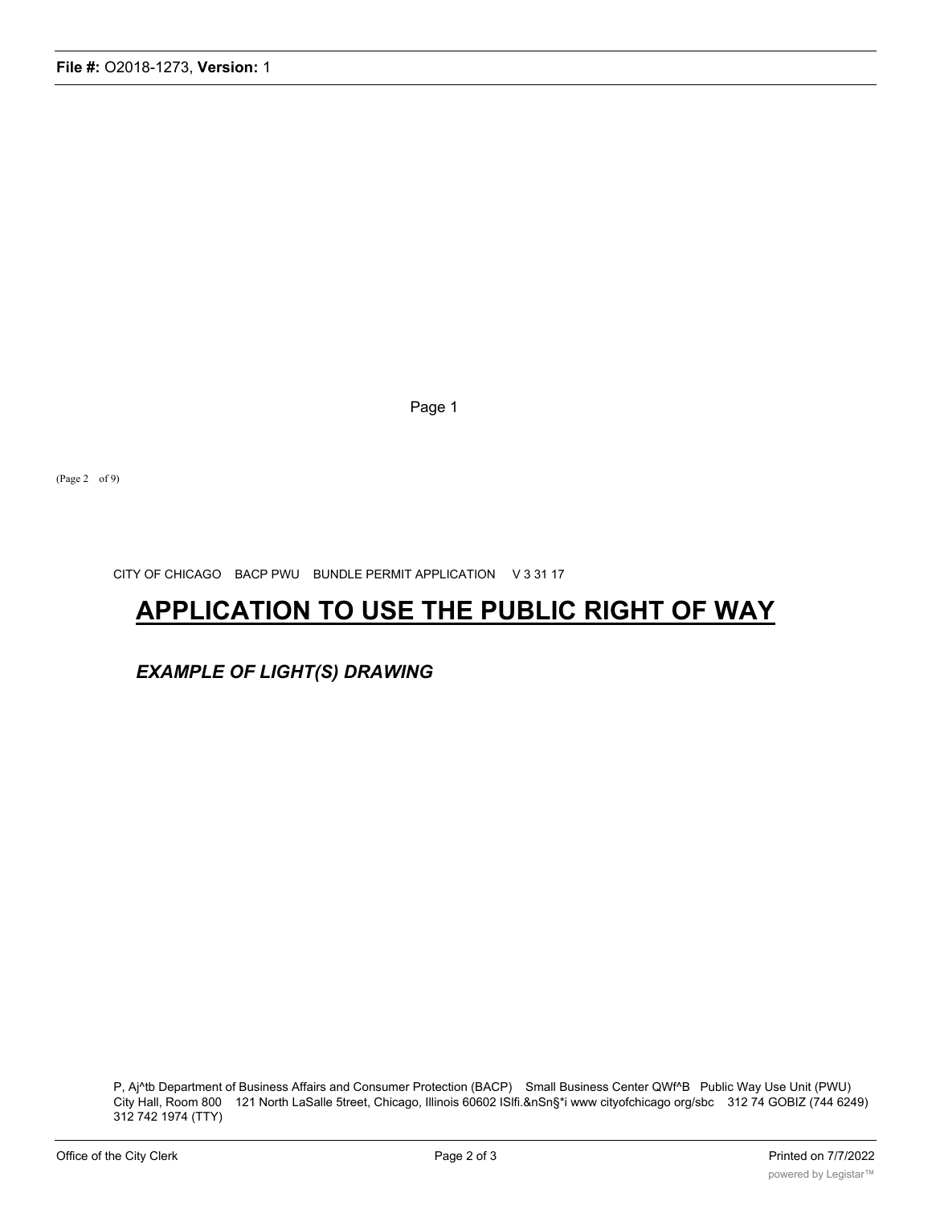Page 1

(Page 2 of 9)

CITY OF CHICAGO BACP PWU BUNDLE PERMIT APPLICATION V 3 31 17

# APPLICATION TO USE THE PUBLIC RIGHT OF WAY

## *EXAMPLE OF LIGHT(S) DRAWING*

P, Aj^tb Department of Business Affairs and Consumer Protection (BACP) Small Business Center QWf^B Public Way Use Unit (PWU) City Hall, Room 800 121 North LaSalle 5treet, Chicago, Illinois 60602 ISlfi.&nSn§*i www cityofchicago org/sbc 312 74 GOBIZ (744 6249) 312 742 1974 (TTY)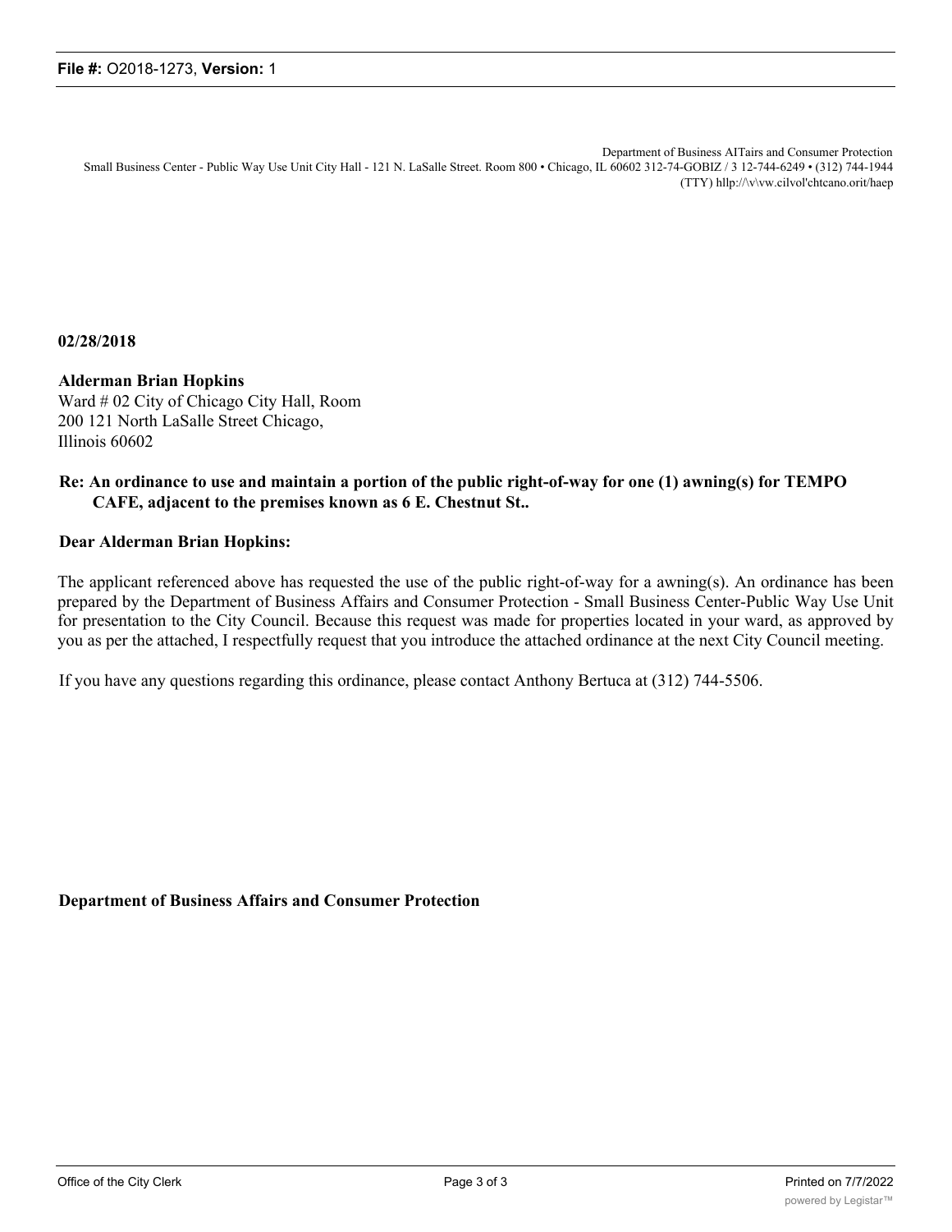Department of Business AITairs and Consumer Protection
Small Business Center - Public Way Use Unit City Hall - 121 N. LaSalle Street. Room 800 • Chicago, IL 60602 312-74-GOBIZ / 3 12-744-6249 • (312) 744-1944 (TTY) hllp://\v\vw.cilvol'chtcano.orit/haep

**02/28/2018**

**Alderman Brian Hopkins**
Ward # 02 City of Chicago City Hall, Room 200 121 North LaSalle Street Chicago, Illinois 60602

**Re: An ordinance to use and maintain a portion of the public right-of-way for one (1) awning(s) for TEMPO CAFE, adjacent to the premises known as 6 E. Chestnut St..**

**Dear Alderman Brian Hopkins:**

The applicant referenced above has requested the use of the public right-of-way for a awning(s). An ordinance has been prepared by the Department of Business Affairs and Consumer Protection - Small Business Center-Public Way Use Unit for presentation to the City Council. Because this request was made for properties located in your ward, as approved by you as per the attached, I respectfully request that you introduce the attached ordinance at the next City Council meeting.

If you have any questions regarding this ordinance, please contact Anthony Bertuca at (312) 744-5506.

**Department of Business Affairs and Consumer Protection**